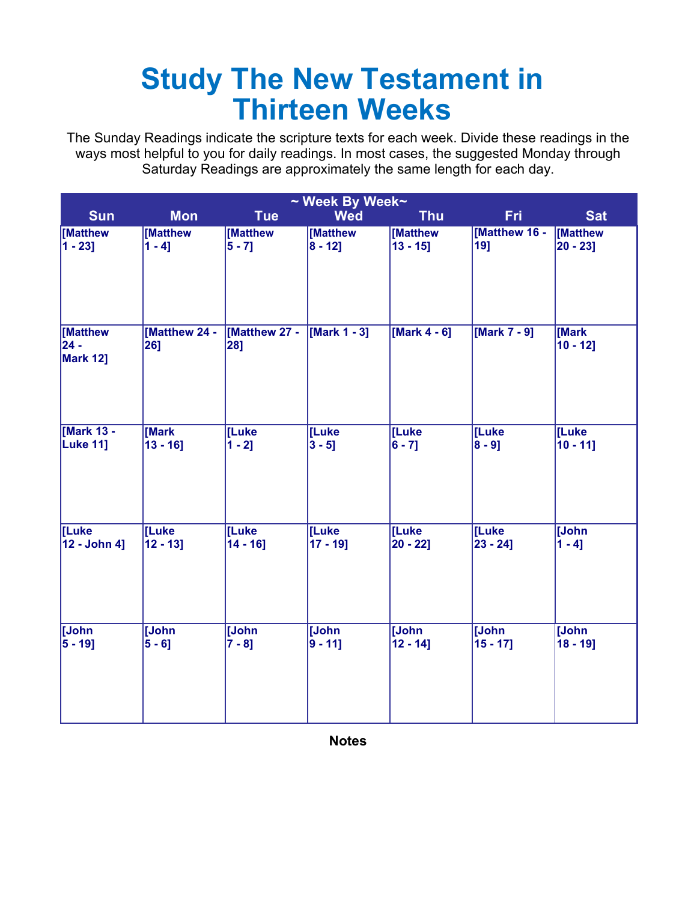# Study The New Testament in Thirteen Weeks

The Sunday Readings indicate the scripture texts for each week. Divide these readings in the ways most helpful to you for daily readings. In most cases, the suggested Monday through Saturday Readings are approximately the same length for each day.

| ~ Week By Week~ | | | | | | |
|---|---|---|---|---|---|---|
| **Sun** | **Mon** | **Tue** | **Wed** | **Thu** | **Fri** | **Sat** |
| [Matthew 1 - 23] | [Matthew 1 - 4] | [Matthew 5 - 7] | [Matthew 8 - 12] | [Matthew 13 - 15] | [Matthew 16 - 19] | [Matthew 20 - 23] |
| [Matthew 24 - Mark 12] | [Matthew 24 - 26] | [Matthew 27 - 28] | [Mark 1 - 3] | [Mark 4 - 6] | [Mark 7 - 9] | [Mark 10 - 12] |
| [Mark 13 - Luke 11] | [Mark 13 - 16] | [Luke 1 - 2] | [Luke 3 - 5] | [Luke 6 - 7] | [Luke 8 - 9] | [Luke 10 - 11] |
| [Luke 12 - John 4] | [Luke 12 - 13] | [Luke 14 - 16] | [Luke 17 - 19] | [Luke 20 - 22] | [Luke 23 - 24] | [John 1 - 4] |
| [John 5 - 19] | [John 5 - 6] | [John 7 - 8] | [John 9 - 11] | [John 12 - 14] | [John 15 - 17] | [John 18 - 19] |

**Notes**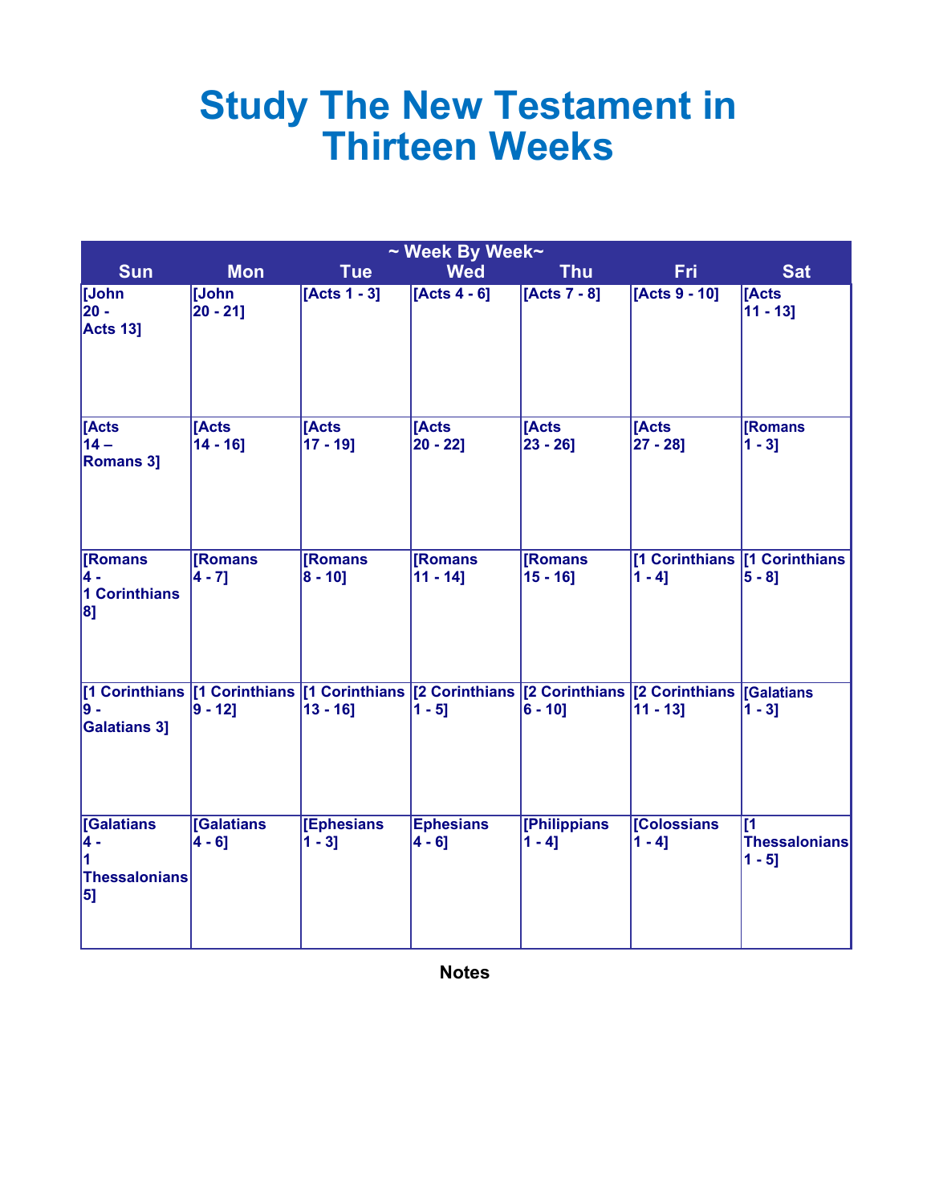# Study The New Testament in Thirteen Weeks

| ~ Week By Week~ | | | | | | |
|---|---|---|---|---|---|---|
| Sun | Mon | Tue | Wed | Thu | Fri | Sat |
| [John 20 - Acts 13] | [John 20 - 21] | [Acts 1 - 3] | [Acts 4 - 6] | [Acts 7 - 8] | [Acts 9 - 10] | [Acts 11 - 13] |
| [Acts 14 – Romans 3] | [Acts 14 - 16] | [Acts 17 - 19] | [Acts 20 - 22] | [Acts 23 - 26] | [Acts 27 - 28] | [Romans 1 - 3] |
| [Romans 4 - 1 Corinthians 8] | [Romans 4 - 7] | [Romans 8 - 10] | [Romans 11 - 14] | [Romans 15 - 16] | [1 Corinthians 1 - 4] | [1 Corinthians 5 - 8] |
| [1 Corinthians 9 - Galatians 3] | [1 Corinthians 9 - 12] | [1 Corinthians 13 - 16] | [2 Corinthians 1 - 5] | [2 Corinthians 6 - 10] | [2 Corinthians 11 - 13] | [Galatians 1 - 3] |
| [Galatians 4 - 1 Thessalonians 5] | [Galatians 4 - 6] | [Ephesians 1 - 3] | Ephesians 4 - 6] | [Philippians 1 - 4] | [Colossians 1 - 4] | [1 Thessalonians 1 - 5] |

**Notes**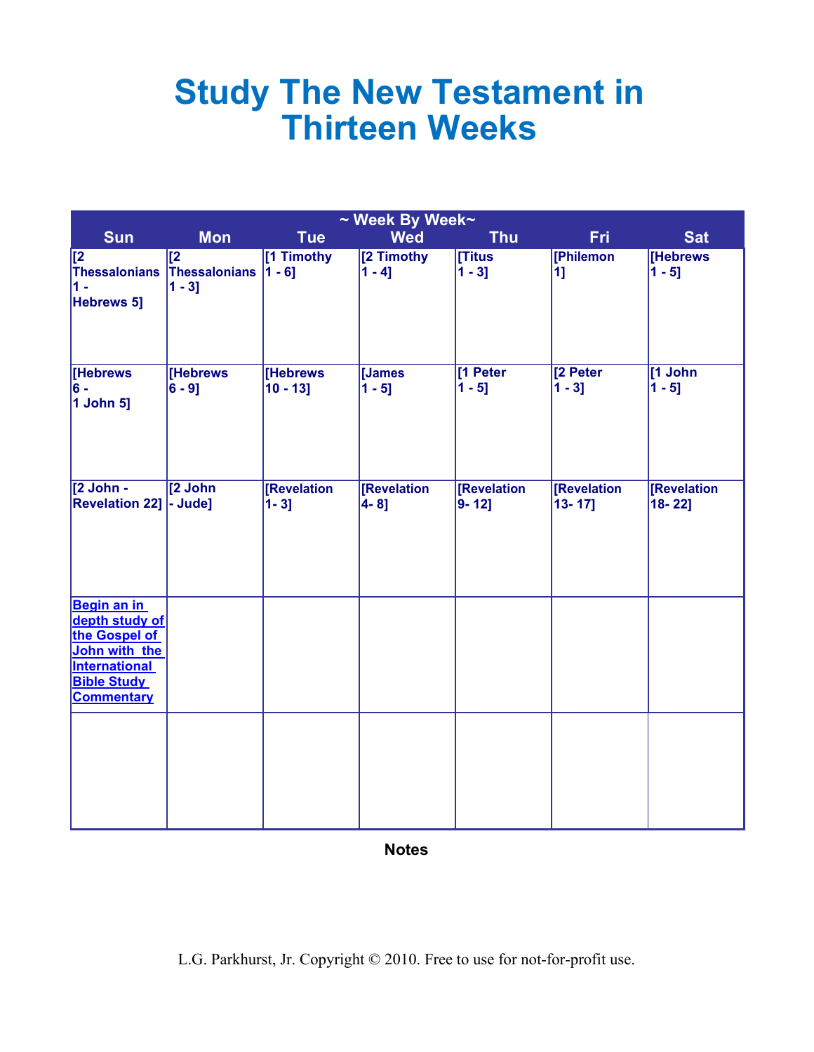# Study The New Testament in Thirteen Weeks

| ~ Week By Week~ | | | | | | |
|---|---|---|---|---|---|---|
| Sun | Mon | Tue | Wed | Thu | Fri | Sat |
| [2 Thessalonians 1 - Hebrews 5] | [2 Thessalonians 1 - 3] | [1 Timothy 1 - 6] | [2 Timothy 1 - 4] | [Titus 1 - 3] | [Philemon 1] | [Hebrews 1 - 5] |
| [Hebrews 6 - 1 John 5] | [Hebrews 6 - 9] | [Hebrews 10 - 13] | [James 1 - 5] | [1 Peter 1 - 5] | [2 Peter 1 - 3] | [1 John 1 - 5] |
| [2 John - Revelation 22] | [2 John - Jude] | [Revelation 1- 3] | [Revelation 4- 8] | [Revelation 9- 12] | [Revelation 13- 17] | [Revelation 18- 22] |
| Begin an in depth study of the Gospel of John with the International Bible Study Commentary | | | | | | |
| | | | | | | |

**Notes**

L.G. Parkhurst, Jr. Copyright © 2010. Free to use for not-for-profit use.